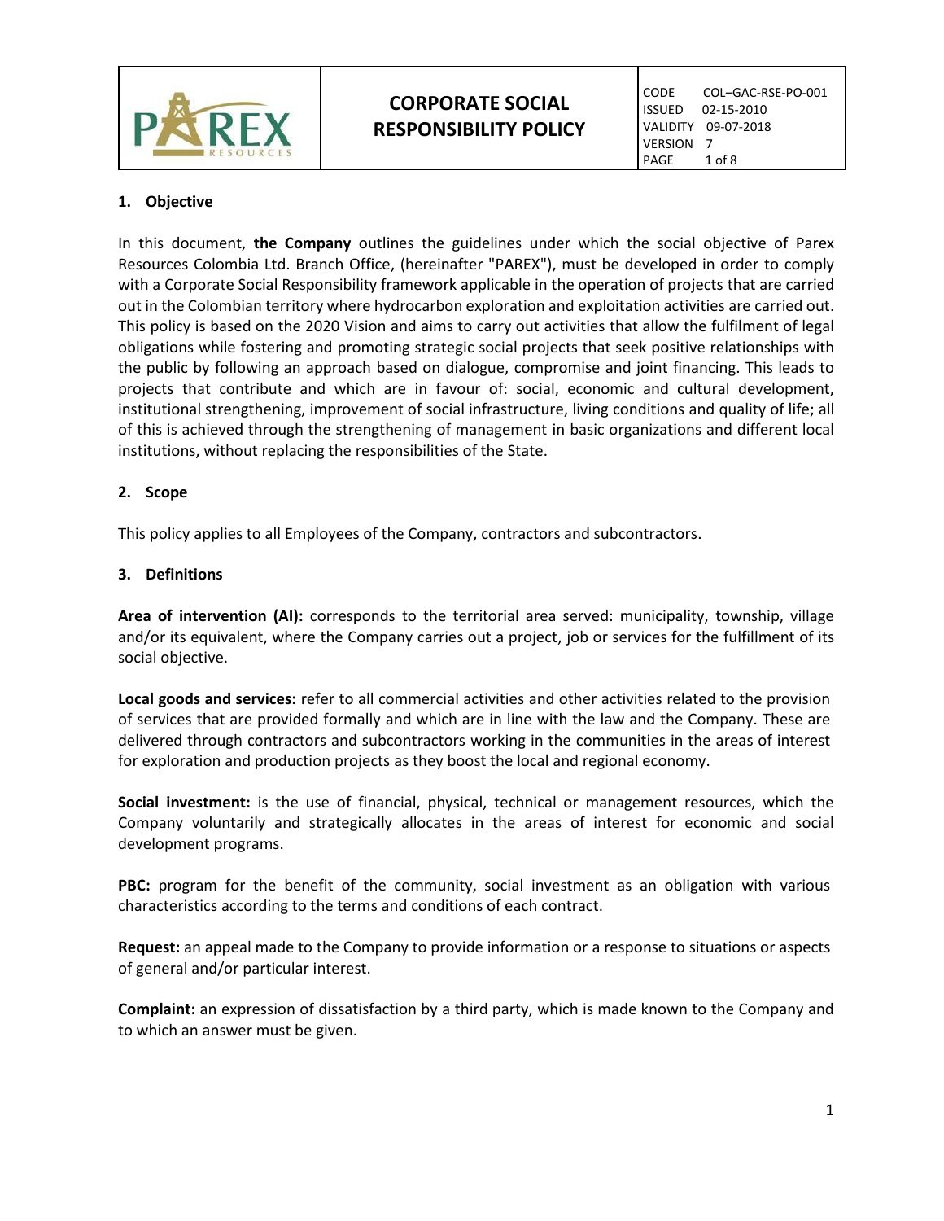| | CORPORATE SOCIAL RESPONSIBILITY POLICY | CODE COL–GAC-RSE-PO-001<br>ISSUED 02-15-2010<br>VALIDITY 09-07-2018<br>VERSION 7 |
| --- | --- | --- |

## 1. Objective

In this document, **the Company** outlines the guidelines under which the social objective of Parex Resources Colombia Ltd. Branch Office, (hereinafter "PAREX"), must be developed in order to comply with a Corporate Social Responsibility framework applicable in the operation of projects that are carried out in the Colombian territory where hydrocarbon exploration and exploitation activities are carried out. This policy is based on the 2020 Vision and aims to carry out activities that allow the fulfilment of legal obligations while fostering and promoting strategic social projects that seek positive relationships with the public by following an approach based on dialogue, compromise and joint financing. This leads to projects that contribute and which are in favour of: social, economic and cultural development, institutional strengthening, improvement of social infrastructure, living conditions and quality of life; all of this is achieved through the strengthening of management in basic organizations and different local institutions, without replacing the responsibilities of the State.

## 2. Scope

This policy applies to all Employees of the Company, contractors and subcontractors.

## 3. Definitions

**Area of intervention (AI):** corresponds to the territorial area served: municipality, township, village and/or its equivalent, where the Company carries out a project, job or services for the fulfillment of its social objective.

**Local goods and services:** refer to all commercial activities and other activities related to the provision of services that are provided formally and which are in line with the law and the Company. These are delivered through contractors and subcontractors working in the communities in the areas of interest for exploration and production projects as they boost the local and regional economy.

**Social investment:** is the use of financial, physical, technical or management resources, which the Company voluntarily and strategically allocates in the areas of interest for economic and social development programs.

**PBC:** program for the benefit of the community, social investment as an obligation with various characteristics according to the terms and conditions of each contract.

**Request:** an appeal made to the Company to provide information or a response to situations or aspects of general and/or particular interest.

**Complaint:** an expression of dissatisfaction by a third party, which is made known to the Company and to which an answer must be given.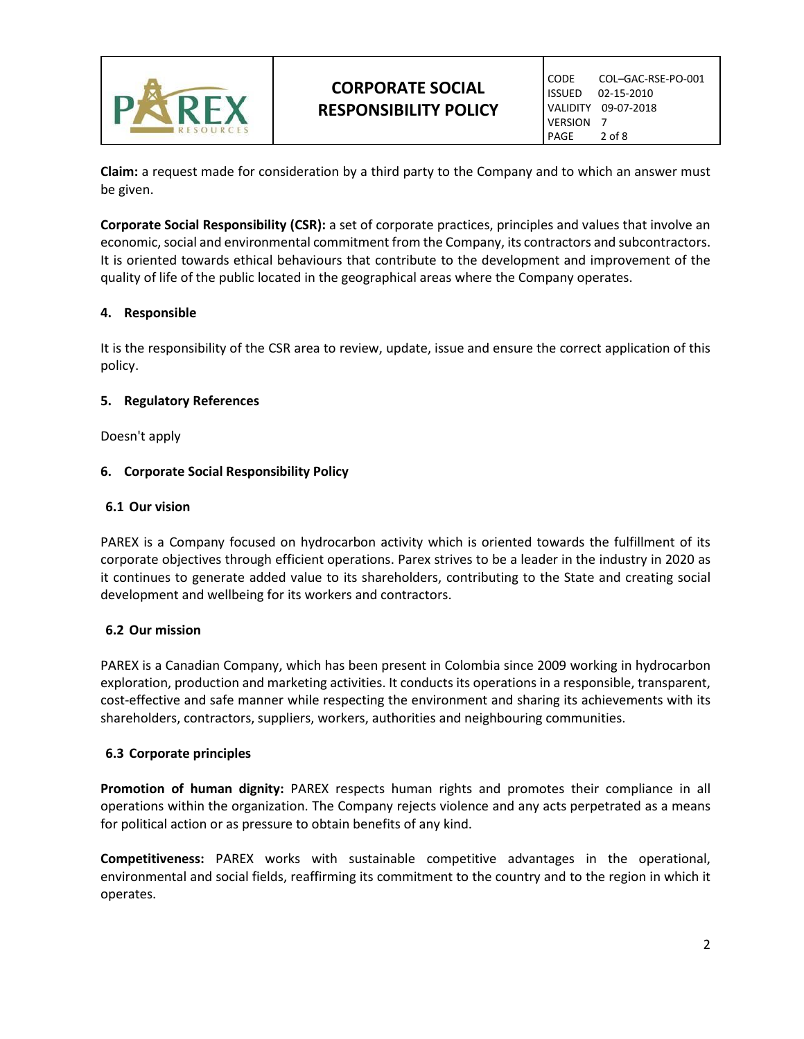**Claim:** a request made for consideration by a third party to the Company and to which an answer must be given.

**Corporate Social Responsibility (CSR):** a set of corporate practices, principles and values that involve an economic, social and environmental commitment from the Company, its contractors and subcontractors. It is oriented towards ethical behaviours that contribute to the development and improvement of the quality of life of the public located in the geographical areas where the Company operates.

## 4. Responsible

It is the responsibility of the CSR area to review, update, issue and ensure the correct application of this policy.

## 5. Regulatory References

Doesn't apply

## 6. Corporate Social Responsibility Policy

### 6.1 Our vision

PAREX is a Company focused on hydrocarbon activity which is oriented towards the fulfillment of its corporate objectives through efficient operations. Parex strives to be a leader in the industry in 2020 as it continues to generate added value to its shareholders, contributing to the State and creating social development and wellbeing for its workers and contractors.

### 6.2 Our mission

PAREX is a Canadian Company, which has been present in Colombia since 2009 working in hydrocarbon exploration, production and marketing activities. It conducts its operations in a responsible, transparent, cost-effective and safe manner while respecting the environment and sharing its achievements with its shareholders, contractors, suppliers, workers, authorities and neighbouring communities.

### 6.3 Corporate principles

**Promotion of human dignity:** PAREX respects human rights and promotes their compliance in all operations within the organization. The Company rejects violence and any acts perpetrated as a means for political action or as pressure to obtain benefits of any kind.

**Competitiveness:** PAREX works with sustainable competitive advantages in the operational, environmental and social fields, reaffirming its commitment to the country and to the region in which it operates.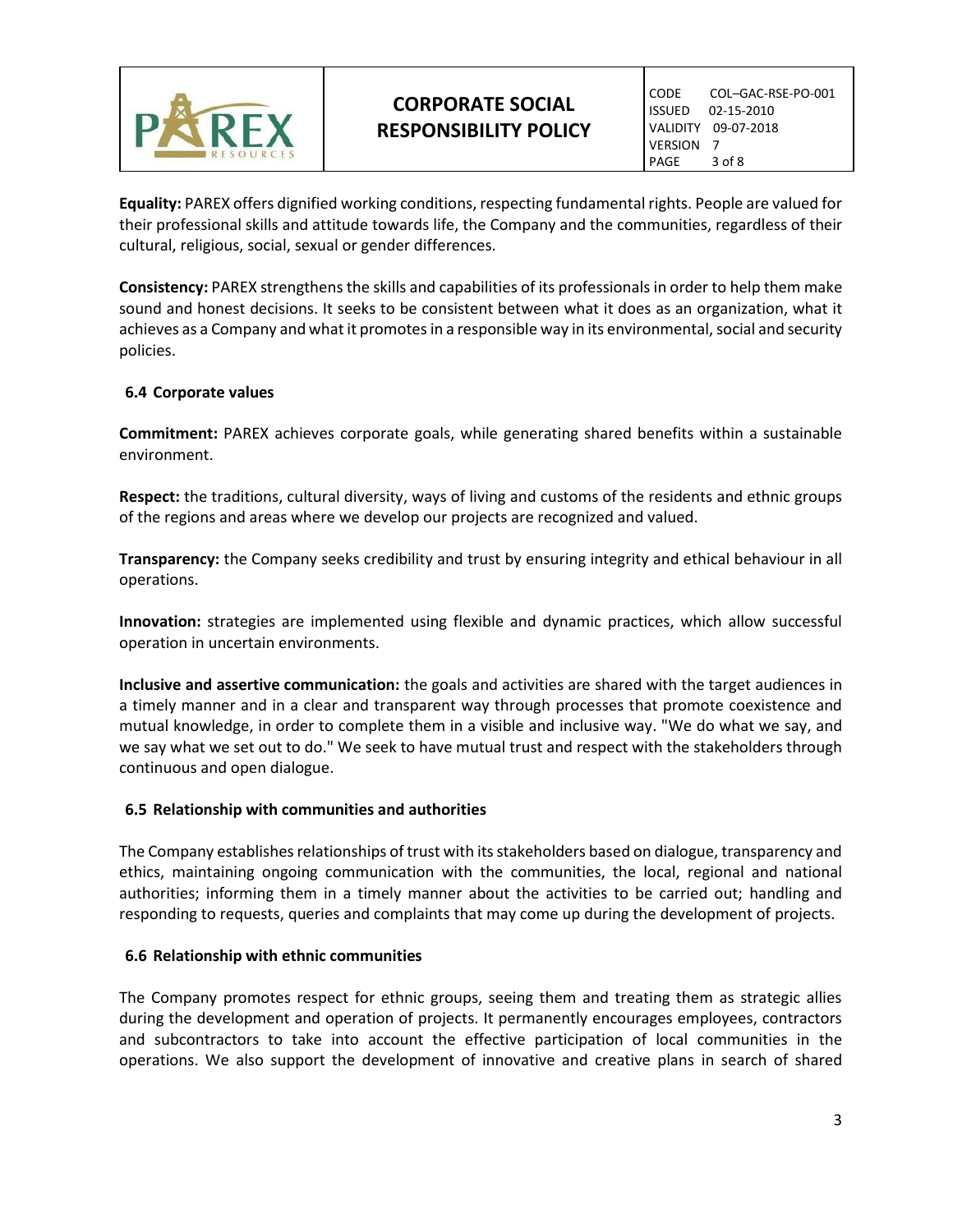**Equality:** PAREX offers dignified working conditions, respecting fundamental rights. People are valued for their professional skills and attitude towards life, the Company and the communities, regardless of their cultural, religious, social, sexual or gender differences.

**Consistency:** PAREX strengthens the skills and capabilities of its professionals in order to help them make sound and honest decisions. It seeks to be consistent between what it does as an organization, what it achieves as a Company and what it promotes in a responsible way in its environmental, social and security policies.

### 6.4 Corporate values

**Commitment:** PAREX achieves corporate goals, while generating shared benefits within a sustainable environment.

**Respect:** the traditions, cultural diversity, ways of living and customs of the residents and ethnic groups of the regions and areas where we develop our projects are recognized and valued.

**Transparency:** the Company seeks credibility and trust by ensuring integrity and ethical behaviour in all operations.

**Innovation:** strategies are implemented using flexible and dynamic practices, which allow successful operation in uncertain environments.

**Inclusive and assertive communication:** the goals and activities are shared with the target audiences in a timely manner and in a clear and transparent way through processes that promote coexistence and mutual knowledge, in order to complete them in a visible and inclusive way. "We do what we say, and we say what we set out to do." We seek to have mutual trust and respect with the stakeholders through continuous and open dialogue.

### 6.5 Relationship with communities and authorities

The Company establishes relationships of trust with its stakeholders based on dialogue, transparency and ethics, maintaining ongoing communication with the communities, the local, regional and national authorities; informing them in a timely manner about the activities to be carried out; handling and responding to requests, queries and complaints that may come up during the development of projects.

### 6.6 Relationship with ethnic communities

The Company promotes respect for ethnic groups, seeing them and treating them as strategic allies during the development and operation of projects. It permanently encourages employees, contractors and subcontractors to take into account the effective participation of local communities in the operations. We also support the development of innovative and creative plans in search of shared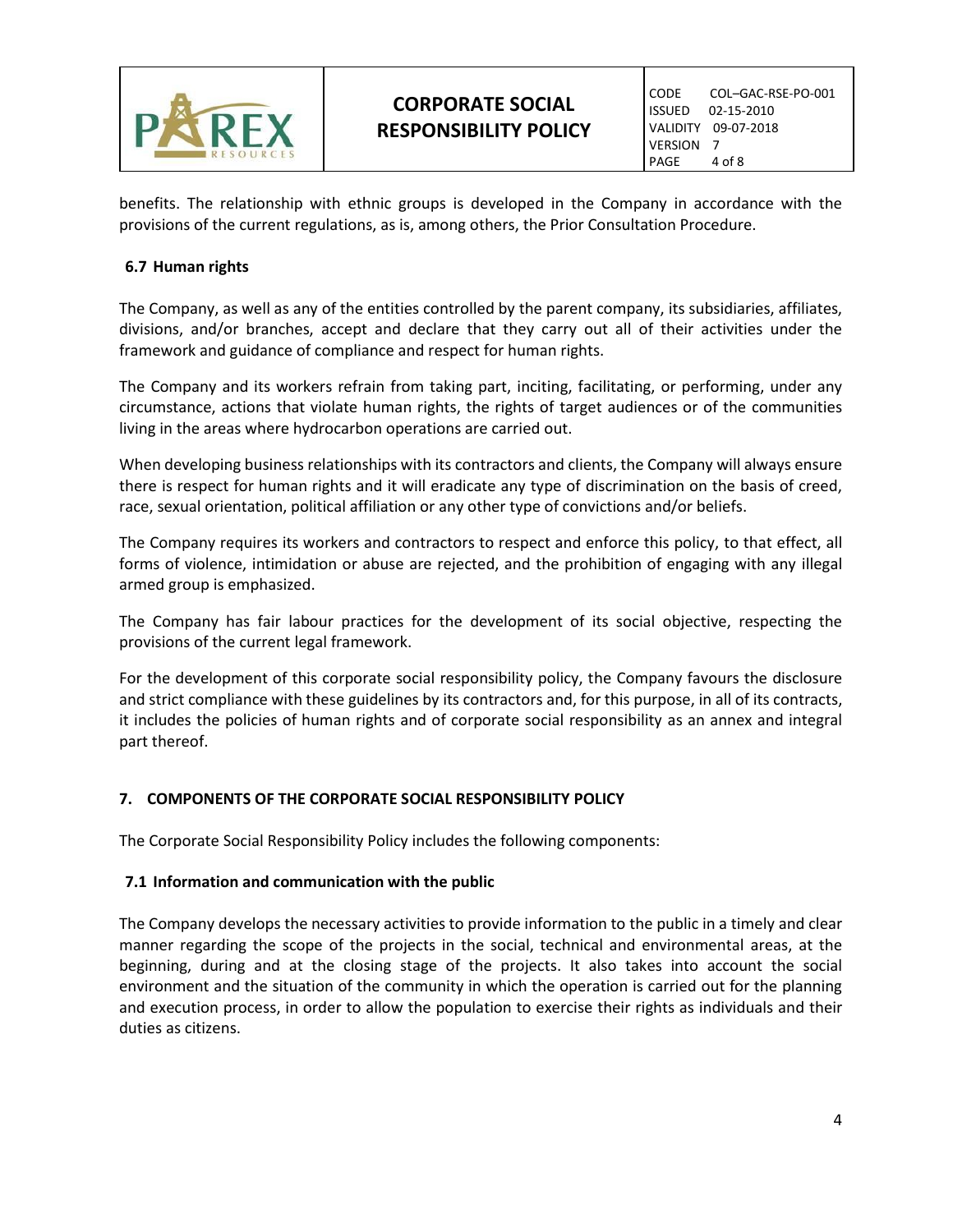benefits. The relationship with ethnic groups is developed in the Company in accordance with the provisions of the current regulations, as is, among others, the Prior Consultation Procedure.

### 6.7 Human rights

The Company, as well as any of the entities controlled by the parent company, its subsidiaries, affiliates, divisions, and/or branches, accept and declare that they carry out all of their activities under the framework and guidance of compliance and respect for human rights.

The Company and its workers refrain from taking part, inciting, facilitating, or performing, under any circumstance, actions that violate human rights, the rights of target audiences or of the communities living in the areas where hydrocarbon operations are carried out.

When developing business relationships with its contractors and clients, the Company will always ensure there is respect for human rights and it will eradicate any type of discrimination on the basis of creed, race, sexual orientation, political affiliation or any other type of convictions and/or beliefs.

The Company requires its workers and contractors to respect and enforce this policy, to that effect, all forms of violence, intimidation or abuse are rejected, and the prohibition of engaging with any illegal armed group is emphasized.

The Company has fair labour practices for the development of its social objective, respecting the provisions of the current legal framework.

For the development of this corporate social responsibility policy, the Company favours the disclosure and strict compliance with these guidelines by its contractors and, for this purpose, in all of its contracts, it includes the policies of human rights and of corporate social responsibility as an annex and integral part thereof.

## 7. COMPONENTS OF THE CORPORATE SOCIAL RESPONSIBILITY POLICY

The Corporate Social Responsibility Policy includes the following components:

### 7.1 Information and communication with the public

The Company develops the necessary activities to provide information to the public in a timely and clear manner regarding the scope of the projects in the social, technical and environmental areas, at the beginning, during and at the closing stage of the projects. It also takes into account the social environment and the situation of the community in which the operation is carried out for the planning and execution process, in order to allow the population to exercise their rights as individuals and their duties as citizens.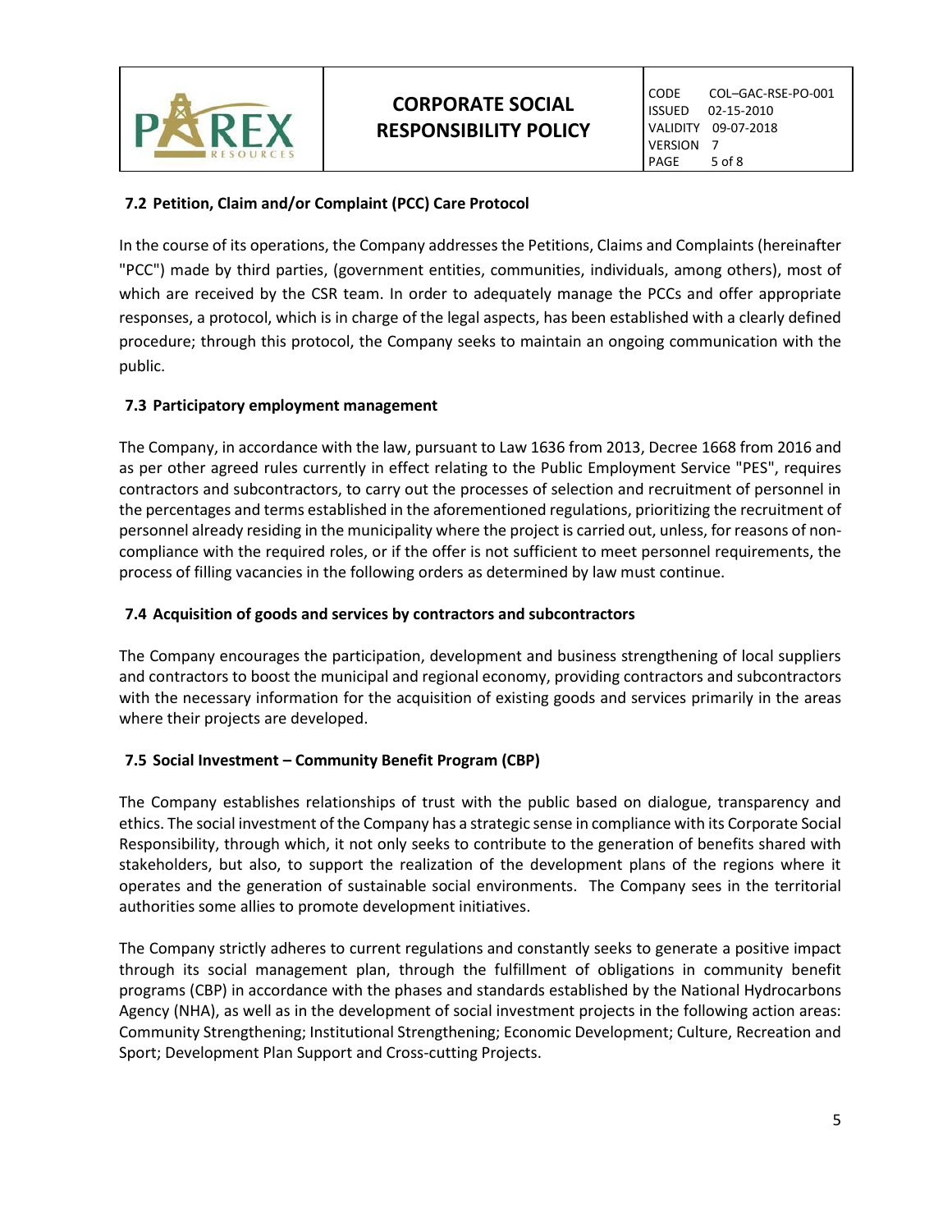### 7.2 Petition, Claim and/or Complaint (PCC) Care Protocol

In the course of its operations, the Company addresses the Petitions, Claims and Complaints (hereinafter "PCC") made by third parties, (government entities, communities, individuals, among others), most of which are received by the CSR team. In order to adequately manage the PCCs and offer appropriate responses, a protocol, which is in charge of the legal aspects, has been established with a clearly defined procedure; through this protocol, the Company seeks to maintain an ongoing communication with the public.

### 7.3 Participatory employment management

The Company, in accordance with the law, pursuant to Law 1636 from 2013, Decree 1668 from 2016 and as per other agreed rules currently in effect relating to the Public Employment Service "PES", requires contractors and subcontractors, to carry out the processes of selection and recruitment of personnel in the percentages and terms established in the aforementioned regulations, prioritizing the recruitment of personnel already residing in the municipality where the project is carried out, unless, for reasons of non-compliance with the required roles, or if the offer is not sufficient to meet personnel requirements, the process of filling vacancies in the following orders as determined by law must continue.

### 7.4 Acquisition of goods and services by contractors and subcontractors

The Company encourages the participation, development and business strengthening of local suppliers and contractors to boost the municipal and regional economy, providing contractors and subcontractors with the necessary information for the acquisition of existing goods and services primarily in the areas where their projects are developed.

### 7.5 Social Investment – Community Benefit Program (CBP)

The Company establishes relationships of trust with the public based on dialogue, transparency and ethics. The social investment of the Company has a strategic sense in compliance with its Corporate Social Responsibility, through which, it not only seeks to contribute to the generation of benefits shared with stakeholders, but also, to support the realization of the development plans of the regions where it operates and the generation of sustainable social environments. The Company sees in the territorial authorities some allies to promote development initiatives.

The Company strictly adheres to current regulations and constantly seeks to generate a positive impact through its social management plan, through the fulfillment of obligations in community benefit programs (CBP) in accordance with the phases and standards established by the National Hydrocarbons Agency (NHA), as well as in the development of social investment projects in the following action areas: Community Strengthening; Institutional Strengthening; Economic Development; Culture, Recreation and Sport; Development Plan Support and Cross-cutting Projects.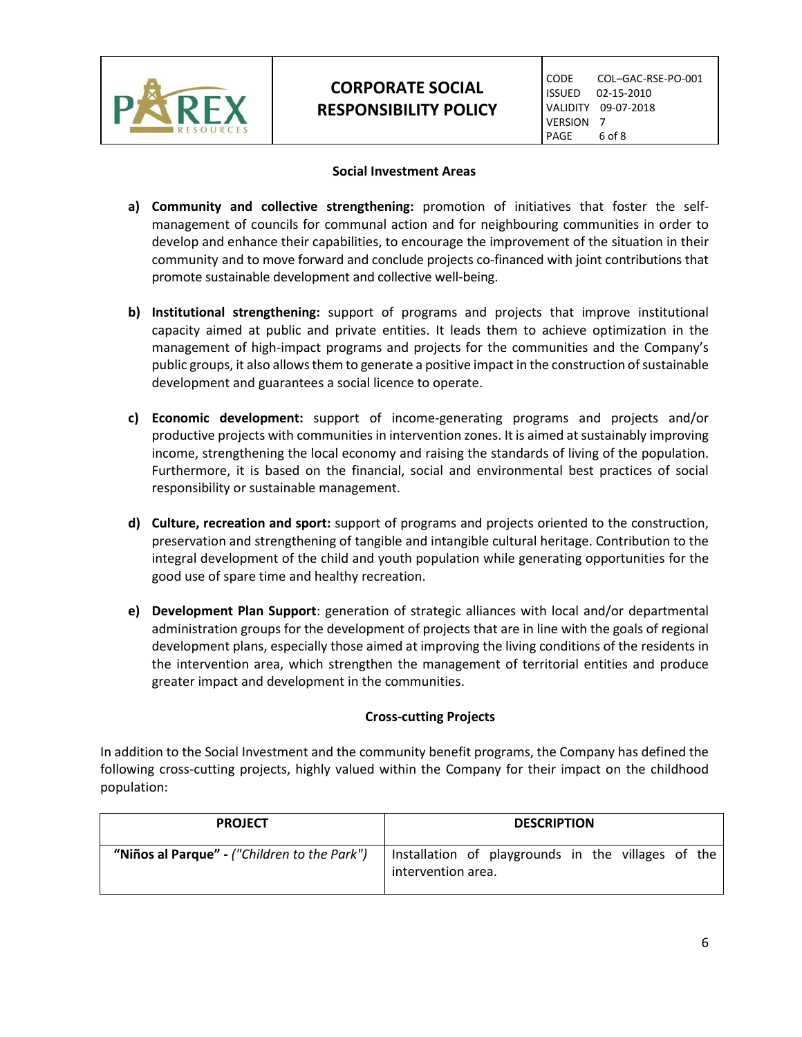### Social Investment Areas

a) **Community and collective strengthening:** promotion of initiatives that foster the self-management of councils for communal action and for neighbouring communities in order to develop and enhance their capabilities, to encourage the improvement of the situation in their community and to move forward and conclude projects co-financed with joint contributions that promote sustainable development and collective well-being.

b) **Institutional strengthening:** support of programs and projects that improve institutional capacity aimed at public and private entities. It leads them to achieve optimization in the management of high-impact programs and projects for the communities and the Company's public groups, it also allows them to generate a positive impact in the construction of sustainable development and guarantees a social licence to operate.

c) **Economic development:** support of income-generating programs and projects and/or productive projects with communities in intervention zones. It is aimed at sustainably improving income, strengthening the local economy and raising the standards of living of the population. Furthermore, it is based on the financial, social and environmental best practices of social responsibility or sustainable management.

d) **Culture, recreation and sport:** support of programs and projects oriented to the construction, preservation and strengthening of tangible and intangible cultural heritage. Contribution to the integral development of the child and youth population while generating opportunities for the good use of spare time and healthy recreation.

e) **Development Plan Support**: generation of strategic alliances with local and/or departmental administration groups for the development of projects that are in line with the goals of regional development plans, especially those aimed at improving the living conditions of the residents in the intervention area, which strengthen the management of territorial entities and produce greater impact and development in the communities.

### Cross-cutting Projects

In addition to the Social Investment and the community benefit programs, the Company has defined the following cross-cutting projects, highly valued within the Company for their impact on the childhood population:

| PROJECT | DESCRIPTION |
|---|---|
| **"Niños al Parque" -** *("Children to the Park")* | Installation of playgrounds in the villages of the intervention area. |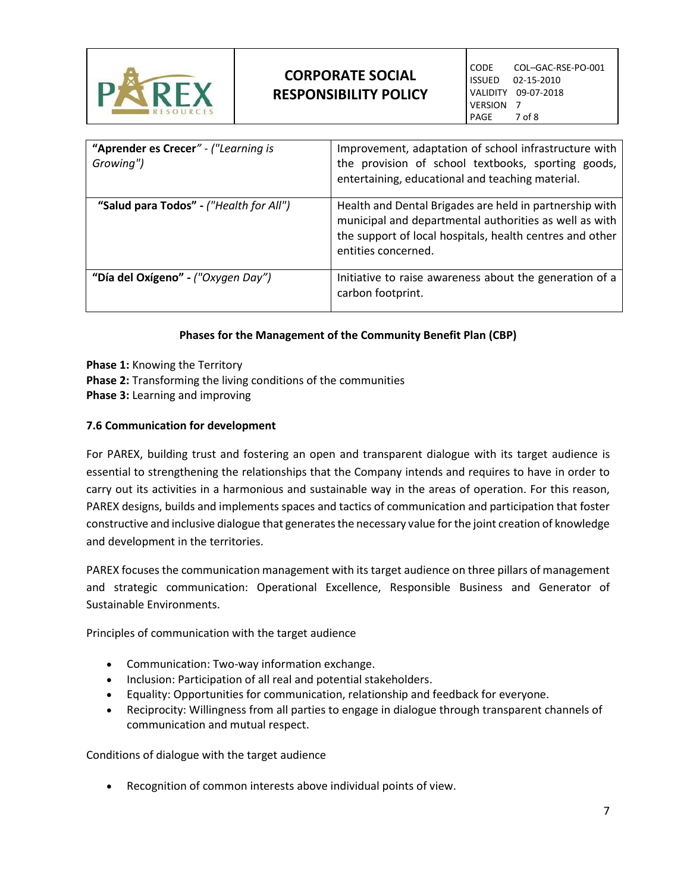| "**Aprender es Crecer**" - *("Learning is Growing")* | Improvement, adaptation of school infrastructure with the provision of school textbooks, sporting goods, entertaining, educational and teaching material. |
|---|---|
| "**Salud para Todos**" - *("Health for All")* | Health and Dental Brigades are held in partnership with municipal and departmental authorities as well as with the support of local hospitals, health centres and other entities concerned. |
| "**Día del Oxígeno**" - *("Oxygen Day")* | Initiative to raise awareness about the generation of a carbon footprint. |

**Phases for the Management of the Community Benefit Plan (CBP)**

**Phase 1:** Knowing the Territory
**Phase 2:** Transforming the living conditions of the communities
**Phase 3:** Learning and improving

### 7.6 Communication for development

For PAREX, building trust and fostering an open and transparent dialogue with its target audience is essential to strengthening the relationships that the Company intends and requires to have in order to carry out its activities in a harmonious and sustainable way in the areas of operation. For this reason, PAREX designs, builds and implements spaces and tactics of communication and participation that foster constructive and inclusive dialogue that generates the necessary value for the joint creation of knowledge and development in the territories.

PAREX focuses the communication management with its target audience on three pillars of management and strategic communication: Operational Excellence, Responsible Business and Generator of Sustainable Environments.

Principles of communication with the target audience

- Communication: Two-way information exchange.
- Inclusion: Participation of all real and potential stakeholders.
- Equality: Opportunities for communication, relationship and feedback for everyone.
- Reciprocity: Willingness from all parties to engage in dialogue through transparent channels of communication and mutual respect.

Conditions of dialogue with the target audience

- Recognition of common interests above individual points of view.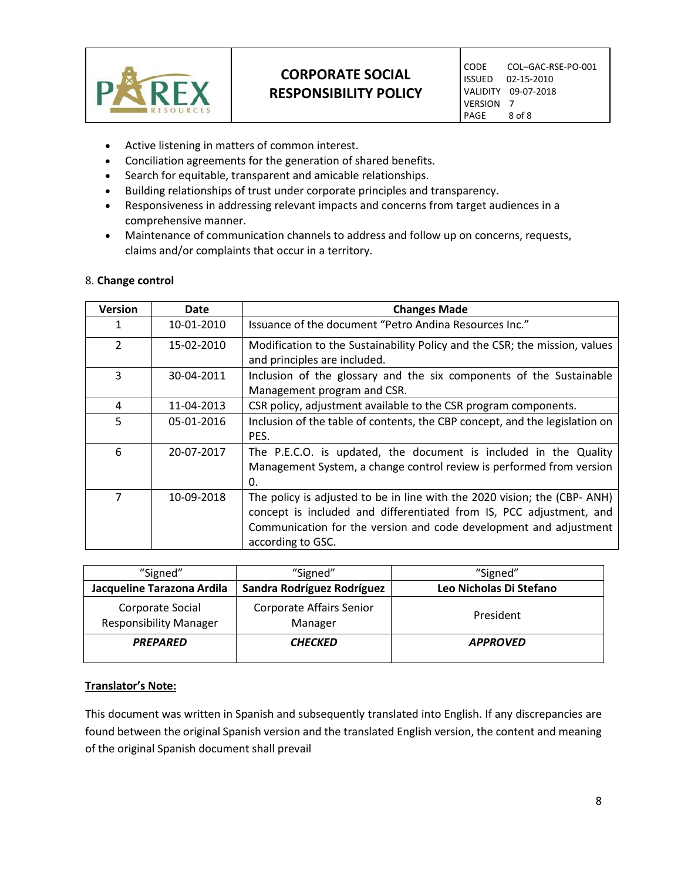- Active listening in matters of common interest.
- Conciliation agreements for the generation of shared benefits.
- Search for equitable, transparent and amicable relationships.
- Building relationships of trust under corporate principles and transparency.
- Responsiveness in addressing relevant impacts and concerns from target audiences in a comprehensive manner.
- Maintenance of communication channels to address and follow up on concerns, requests, claims and/or complaints that occur in a territory.

8. **Change control**

| Version | Date | Changes Made |
|---|---|---|
| 1 | 10-01-2010 | Issuance of the document "Petro Andina Resources Inc." |
| 2 | 15-02-2010 | Modification to the Sustainability Policy and the CSR; the mission, values and principles are included. |
| 3 | 30-04-2011 | Inclusion of the glossary and the six components of the Sustainable Management program and CSR. |
| 4 | 11-04-2013 | CSR policy, adjustment available to the CSR program components. |
| 5 | 05-01-2016 | Inclusion of the table of contents, the CBP concept, and the legislation on PES. |
| 6 | 20-07-2017 | The P.E.C.O. is updated, the document is included in the Quality Management System, a change control review is performed from version 0. |
| 7 | 10-09-2018 | The policy is adjusted to be in line with the 2020 vision; the (CBP- ANH) concept is included and differentiated from IS, PCC adjustment, and Communication for the version and code development and adjustment according to GSC. |

| "Signed" | "Signed" | "Signed" |
|---|---|---|
| **Jacqueline Tarazona Ardila** | **Sandra Rodríguez Rodríguez** | **Leo Nicholas Di Stefano** |
| Corporate Social Responsibility Manager | Corporate Affairs Senior Manager | President |
| ***PREPARED*** | ***CHECKED*** | ***APPROVED*** |

**Translator's Note:**

This document was written in Spanish and subsequently translated into English. If any discrepancies are found between the original Spanish version and the translated English version, the content and meaning of the original Spanish document shall prevail